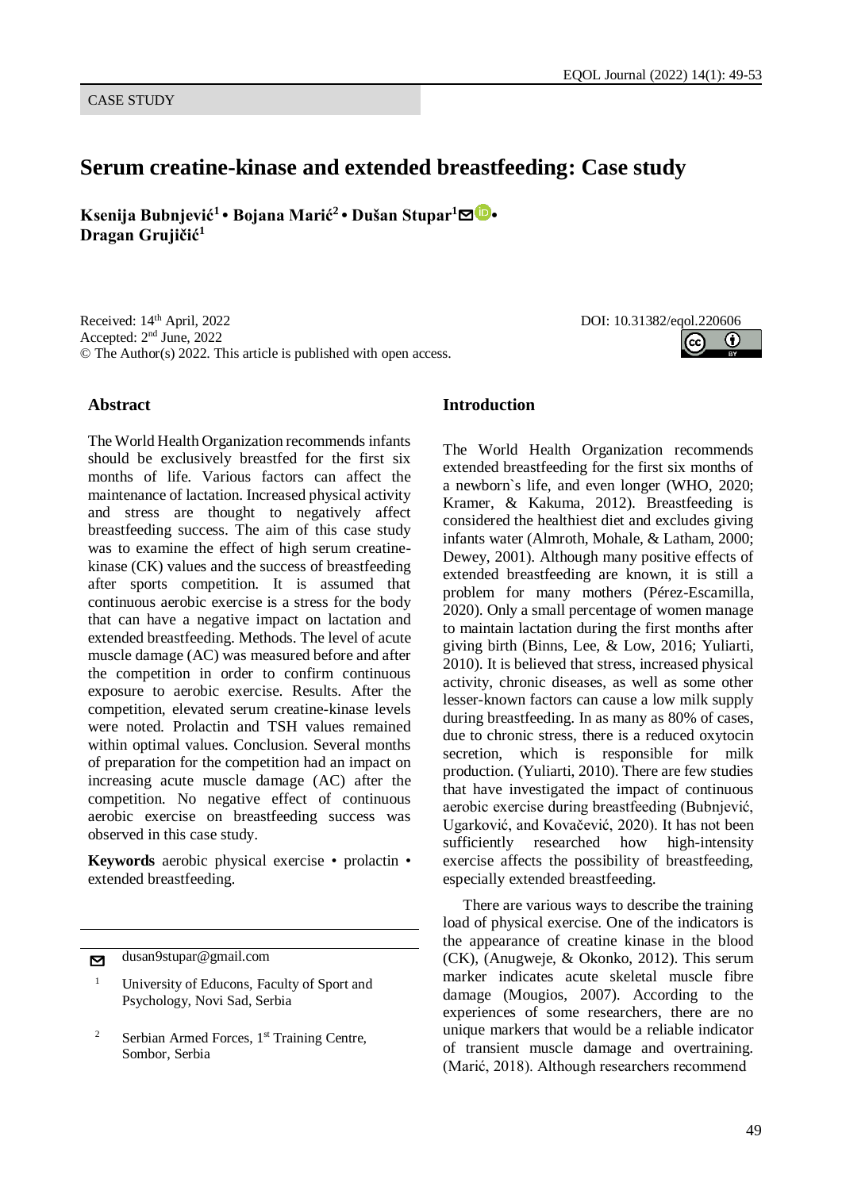CASE STUDY

# Serum creatine-kinase and extended breastfeeding: Case study

**Ksenija Bubnjević[1] • Bojana Marić[2] • Dušan Stupar[1] • Dragan Grujičić[1]**

Received: 14th April, 2022
Accepted: 2nd June, 2022
© The Author(s) 2022. This article is published with open access.

DOI: 10.31382/eqol.220606

## Abstract

The World Health Organization recommends infants should be exclusively breastfed for the first six months of life. Various factors can affect the maintenance of lactation. Increased physical activity and stress are thought to negatively affect breastfeeding success. The aim of this case study was to examine the effect of high serum creatine-kinase (CK) values and the success of breastfeeding after sports competition. It is assumed that continuous aerobic exercise is a stress for the body that can have a negative impact on lactation and extended breastfeeding. Methods. The level of acute muscle damage (AC) was measured before and after the competition in order to confirm continuous exposure to aerobic exercise. Results. After the competition, elevated serum creatine-kinase levels were noted. Prolactin and TSH values remained within optimal values. Conclusion. Several months of preparation for the competition had an impact on increasing acute muscle damage (AC) after the competition. No negative effect of continuous aerobic exercise on breastfeeding success was observed in this case study.

**Keywords** aerobic physical exercise • prolactin • extended breastfeeding.

dusan9stupar@gmail.com

[1] University of Educons, Faculty of Sport and Psychology, Novi Sad, Serbia

[2] Serbian Armed Forces, 1st Training Centre, Sombor, Serbia

## Introduction

The World Health Organization recommends extended breastfeeding for the first six months of a newborn`s life, and even longer (WHO, 2020; Kramer, & Kakuma, 2012). Breastfeeding is considered the healthiest diet and excludes giving infants water (Almroth, Mohale, & Latham, 2000; Dewey, 2001). Although many positive effects of extended breastfeeding are known, it is still a problem for many mothers (Pérez-Escamilla, 2020). Only a small percentage of women manage to maintain lactation during the first months after giving birth (Binns, Lee, & Low, 2016; Yuliarti, 2010). It is believed that stress, increased physical activity, chronic diseases, as well as some other lesser-known factors can cause a low milk supply during breastfeeding. In as many as 80% of cases, due to chronic stress, there is a reduced oxytocin secretion, which is responsible for milk production. (Yuliarti, 2010). There are few studies that have investigated the impact of continuous aerobic exercise during breastfeeding (Bubnjević, Ugarković, and Kovačević, 2020). It has not been sufficiently researched how high-intensity exercise affects the possibility of breastfeeding, especially extended breastfeeding.

There are various ways to describe the training load of physical exercise. One of the indicators is the appearance of creatine kinase in the blood (CK), (Anugweje, & Okonko, 2012). This serum marker indicates acute skeletal muscle fibre damage (Mougios, 2007). According to the experiences of some researchers, there are no unique markers that would be a reliable indicator of transient muscle damage and overtraining. (Marić, 2018). Although researchers recommend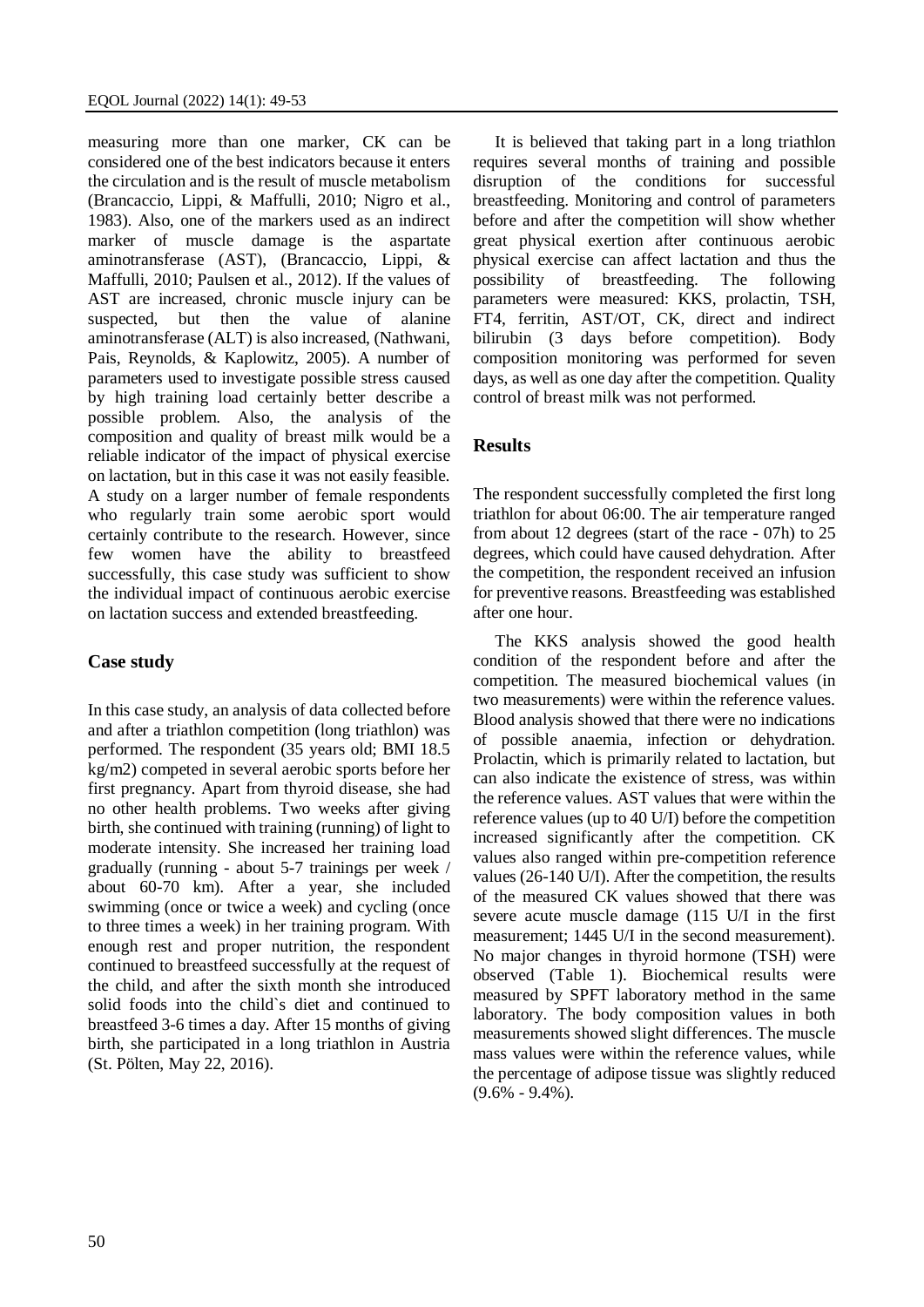measuring more than one marker, CK can be considered one of the best indicators because it enters the circulation and is the result of muscle metabolism (Brancaccio, Lippi, & Maffulli, 2010; Nigro et al., 1983). Also, one of the markers used as an indirect marker of muscle damage is the aspartate aminotransferase (AST), (Brancaccio, Lippi, & Maffulli, 2010; Paulsen et al., 2012). If the values of AST are increased, chronic muscle injury can be suspected, but then the value of alanine aminotransferase (ALT) is also increased, (Nathwani, Pais, Reynolds, & Kaplowitz, 2005). A number of parameters used to investigate possible stress caused by high training load certainly better describe a possible problem. Also, the analysis of the composition and quality of breast milk would be a reliable indicator of the impact of physical exercise on lactation, but in this case it was not easily feasible. A study on a larger number of female respondents who regularly train some aerobic sport would certainly contribute to the research. However, since few women have the ability to breastfeed successfully, this case study was sufficient to show the individual impact of continuous aerobic exercise on lactation success and extended breastfeeding.

## Case study

In this case study, an analysis of data collected before and after a triathlon competition (long triathlon) was performed. The respondent (35 years old; BMI 18.5 kg/m2) competed in several aerobic sports before her first pregnancy. Apart from thyroid disease, she had no other health problems. Two weeks after giving birth, she continued with training (running) of light to moderate intensity. She increased her training load gradually (running - about 5-7 trainings per week / about 60-70 km). After a year, she included swimming (once or twice a week) and cycling (once to three times a week) in her training program. With enough rest and proper nutrition, the respondent continued to breastfeed successfully at the request of the child, and after the sixth month she introduced solid foods into the child`s diet and continued to breastfeed 3-6 times a day. After 15 months of giving birth, she participated in a long triathlon in Austria (St. Pölten, May 22, 2016).

It is believed that taking part in a long triathlon requires several months of training and possible disruption of the conditions for successful breastfeeding. Monitoring and control of parameters before and after the competition will show whether great physical exertion after continuous aerobic physical exercise can affect lactation and thus the possibility of breastfeeding. The following parameters were measured: KKS, prolactin, TSH, FT4, ferritin, AST/OT, CK, direct and indirect bilirubin (3 days before competition). Body composition monitoring was performed for seven days, as well as one day after the competition. Quality control of breast milk was not performed.

## Results

The respondent successfully completed the first long triathlon for about 06:00. The air temperature ranged from about 12 degrees (start of the race - 07h) to 25 degrees, which could have caused dehydration. After the competition, the respondent received an infusion for preventive reasons. Breastfeeding was established after one hour.

The KKS analysis showed the good health condition of the respondent before and after the competition. The measured biochemical values (in two measurements) were within the reference values. Blood analysis showed that there were no indications of possible anaemia, infection or dehydration. Prolactin, which is primarily related to lactation, but can also indicate the existence of stress, was within the reference values. AST values that were within the reference values (up to 40 U/I) before the competition increased significantly after the competition. CK values also ranged within pre-competition reference values (26-140 U/I). After the competition, the results of the measured CK values showed that there was severe acute muscle damage (115 U/I in the first measurement; 1445 U/I in the second measurement). No major changes in thyroid hormone (TSH) were observed (Table 1). Biochemical results were measured by SPFT laboratory method in the same laboratory. The body composition values in both measurements showed slight differences. The muscle mass values were within the reference values, while the percentage of adipose tissue was slightly reduced (9.6% - 9.4%).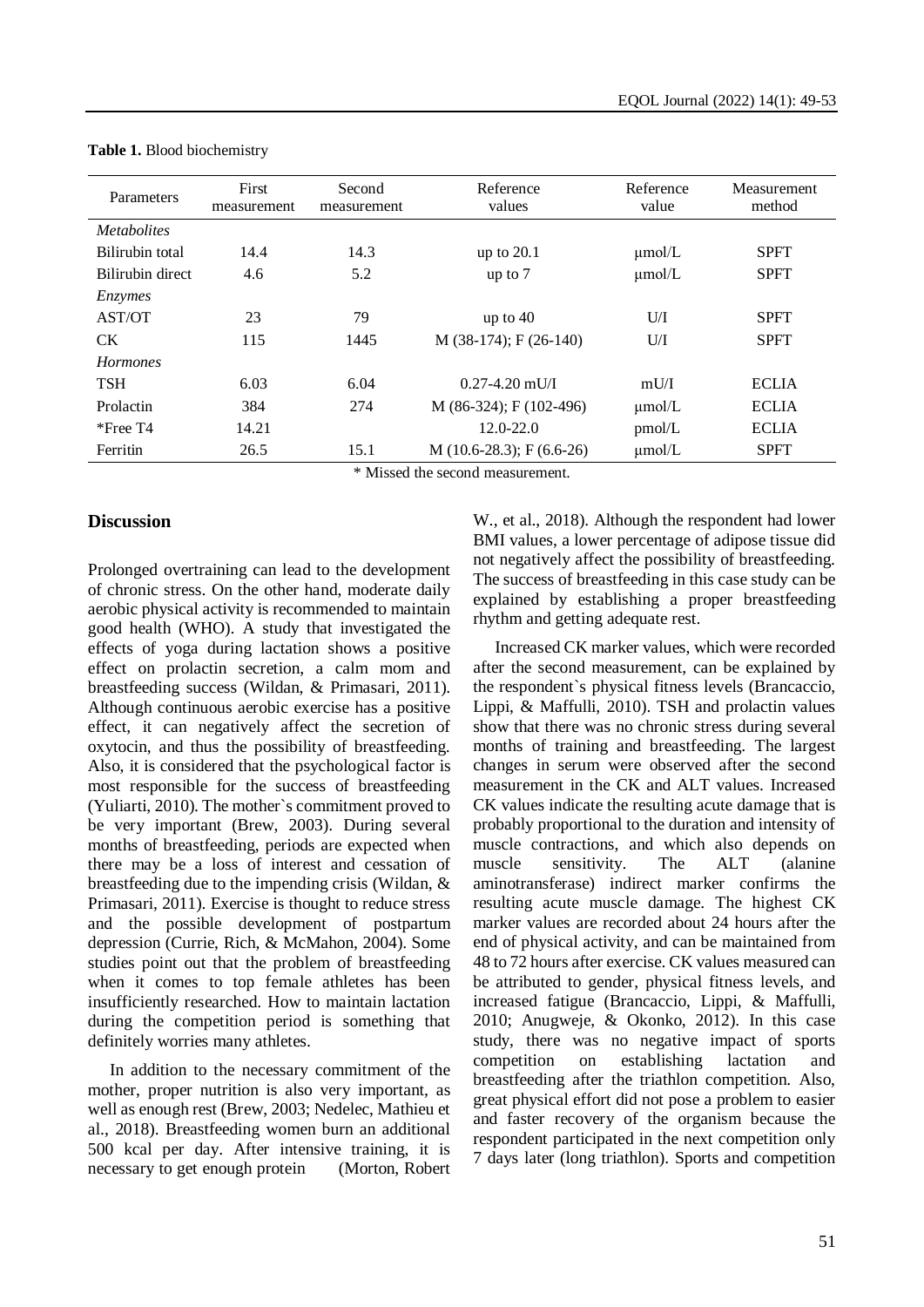**Table 1.** Blood biochemistry

| Parameters | First measurement | Second measurement | Reference values | Reference value | Measurement method |
|---|---|---|---|---|---|
| *Metabolites* | | | | | |
| Bilirubin total | 14.4 | 14.3 | up to 20.1 | μmol/L | SPFT |
| Bilirubin direct | 4.6 | 5.2 | up to 7 | μmol/L | SPFT |
| *Enzymes* | | | | | |
| AST/OT | 23 | 79 | up to 40 | U/I | SPFT |
| CK | 115 | 1445 | M (38-174); F (26-140) | U/I | SPFT |
| *Hormones* | | | | | |
| TSH | 6.03 | 6.04 | 0.27-4.20 mU/I | mU/I | ECLIA |
| Prolactin | 384 | 274 | M (86-324); F (102-496) | μmol/L | ECLIA |
| *Free T4 | 14.21 | | 12.0-22.0 | pmol/L | ECLIA |
| Ferritin | 26.5 | 15.1 | M (10.6-28.3); F (6.6-26) | μmol/L | SPFT |

\* Missed the second measurement.

## Discussion

Prolonged overtraining can lead to the development of chronic stress. On the other hand, moderate daily aerobic physical activity is recommended to maintain good health (WHO). A study that investigated the effects of yoga during lactation shows a positive effect on prolactin secretion, a calm mom and breastfeeding success (Wildan, & Primasari, 2011). Although continuous aerobic exercise has a positive effect, it can negatively affect the secretion of oxytocin, and thus the possibility of breastfeeding. Also, it is considered that the psychological factor is most responsible for the success of breastfeeding (Yuliarti, 2010). The mother`s commitment proved to be very important (Brew, 2003). During several months of breastfeeding, periods are expected when there may be a loss of interest and cessation of breastfeeding due to the impending crisis (Wildan, & Primasari, 2011). Exercise is thought to reduce stress and the possible development of postpartum depression (Currie, Rich, & McMahon, 2004). Some studies point out that the problem of breastfeeding when it comes to top female athletes has been insufficiently researched. How to maintain lactation during the competition period is something that definitely worries many athletes.

In addition to the necessary commitment of the mother, proper nutrition is also very important, as well as enough rest (Brew, 2003; Nedelec, Mathieu et al., 2018). Breastfeeding women burn an additional 500 kcal per day. After intensive training, it is necessary to get enough protein (Morton, Robert W., et al., 2018). Although the respondent had lower BMI values, a lower percentage of adipose tissue did not negatively affect the possibility of breastfeeding. The success of breastfeeding in this case study can be explained by establishing a proper breastfeeding rhythm and getting adequate rest.

Increased CK marker values, which were recorded after the second measurement, can be explained by the respondent`s physical fitness levels (Brancaccio, Lippi, & Maffulli, 2010). TSH and prolactin values show that there was no chronic stress during several months of training and breastfeeding. The largest changes in serum were observed after the second measurement in the CK and ALT values. Increased CK values indicate the resulting acute damage that is probably proportional to the duration and intensity of muscle contractions, and which also depends on muscle sensitivity. The ALT (alanine aminotransferase) indirect marker confirms the resulting acute muscle damage. The highest CK marker values are recorded about 24 hours after the end of physical activity, and can be maintained from 48 to 72 hours after exercise. CK values measured can be attributed to gender, physical fitness levels, and increased fatigue (Brancaccio, Lippi, & Maffulli, 2010; Anugweje, & Okonko, 2012). In this case study, there was no negative impact of sports competition on establishing lactation and breastfeeding after the triathlon competition. Also, great physical effort did not pose a problem to easier and faster recovery of the organism because the respondent participated in the next competition only 7 days later (long triathlon). Sports and competition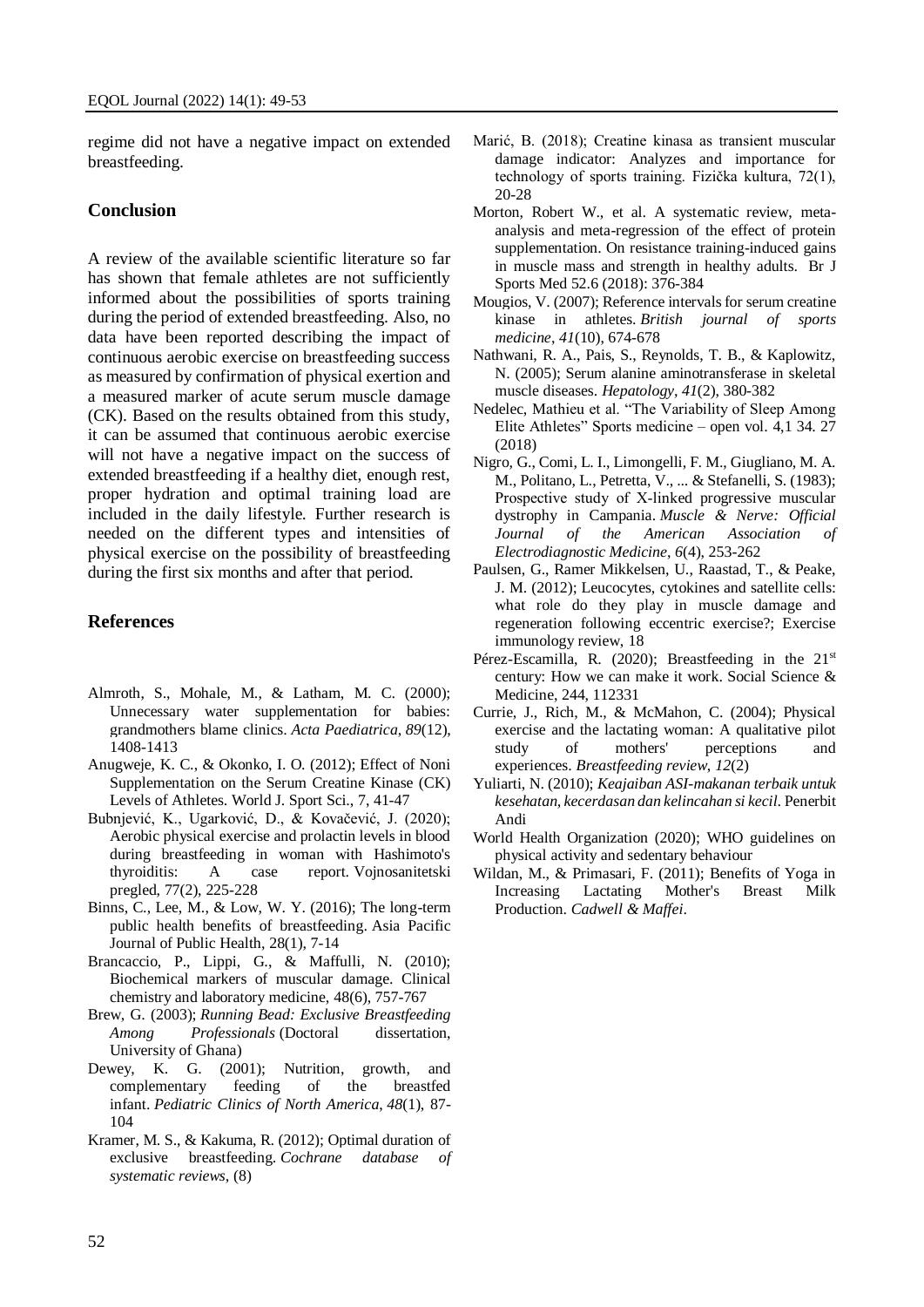regime did not have a negative impact on extended breastfeeding.

## Conclusion

A review of the available scientific literature so far has shown that female athletes are not sufficiently informed about the possibilities of sports training during the period of extended breastfeeding. Also, no data have been reported describing the impact of continuous aerobic exercise on breastfeeding success as measured by confirmation of physical exertion and a measured marker of acute serum muscle damage (CK). Based on the results obtained from this study, it can be assumed that continuous aerobic exercise will not have a negative impact on the success of extended breastfeeding if a healthy diet, enough rest, proper hydration and optimal training load are included in the daily lifestyle. Further research is needed on the different types and intensities of physical exercise on the possibility of breastfeeding during the first six months and after that period.

## References

Almroth, S., Mohale, M., & Latham, M. C. (2000); Unnecessary water supplementation for babies: grandmothers blame clinics. *Acta Paediatrica*, *89*(12), 1408-1413

Anugweje, K. C., & Okonko, I. O. (2012); Effect of Noni Supplementation on the Serum Creatine Kinase (CK) Levels of Athletes. World J. Sport Sci., 7, 41-47

Bubnjević, K., Ugarković, D., & Kovačević, J. (2020); Aerobic physical exercise and prolactin levels in blood during breastfeeding in woman with Hashimoto's thyroiditis: A case report. Vojnosanitetski pregled, 77(2), 225-228

Binns, C., Lee, M., & Low, W. Y. (2016); The long-term public health benefits of breastfeeding. Asia Pacific Journal of Public Health, 28(1), 7-14

Brancaccio, P., Lippi, G., & Maffulli, N. (2010); Biochemical markers of muscular damage. Clinical chemistry and laboratory medicine, 48(6), 757-767

Brew, G. (2003); *Running Bead: Exclusive Breastfeeding Among Professionals* (Doctoral dissertation, University of Ghana)

Dewey, K. G. (2001); Nutrition, growth, and complementary feeding of the breastfed infant. *Pediatric Clinics of North America*, *48*(1), 87-104

Kramer, M. S., & Kakuma, R. (2012); Optimal duration of exclusive breastfeeding. *Cochrane database of systematic reviews*, (8)

Marić, B. (2018); Creatine kinasa as transient muscular damage indicator: Analyzes and importance for technology of sports training. Fizička kultura, 72(1), 20-28

Morton, Robert W., et al. A systematic review, meta-analysis and meta-regression of the effect of protein supplementation. On resistance training-induced gains in muscle mass and strength in healthy adults. Br J Sports Med 52.6 (2018): 376-384

Mougios, V. (2007); Reference intervals for serum creatine kinase in athletes. *British journal of sports medicine*, *41*(10), 674-678

Nathwani, R. A., Pais, S., Reynolds, T. B., & Kaplowitz, N. (2005); Serum alanine aminotransferase in skeletal muscle diseases. *Hepatology*, *41*(2), 380-382

Nedelec, Mathieu et al. "The Variability of Sleep Among Elite Athletes" Sports medicine – open vol. 4,1 34. 27 (2018)

Nigro, G., Comi, L. I., Limongelli, F. M., Giugliano, M. A. M., Politano, L., Petretta, V., ... & Stefanelli, S. (1983); Prospective study of X-linked progressive muscular dystrophy in Campania. *Muscle & Nerve: Official Journal of the American Association of Electrodiagnostic Medicine*, *6*(4), 253-262

Paulsen, G., Ramer Mikkelsen, U., Raastad, T., & Peake, J. M. (2012); Leucocytes, cytokines and satellite cells: what role do they play in muscle damage and regeneration following eccentric exercise?; Exercise immunology review, 18

Pérez-Escamilla, R. (2020); Breastfeeding in the 21st century: How we can make it work. Social Science & Medicine, 244, 112331

Currie, J., Rich, M., & McMahon, C. (2004); Physical exercise and the lactating woman: A qualitative pilot study of mothers' perceptions and experiences. *Breastfeeding review*, *12*(2)

Yuliarti, N. (2010); *Keajaiban ASI-makanan terbaik untuk kesehatan, kecerdasan dan kelincahan si kecil*. Penerbit Andi

World Health Organization (2020); WHO guidelines on physical activity and sedentary behaviour

Wildan, M., & Primasari, F. (2011); Benefits of Yoga in Increasing Lactating Mother's Breast Milk Production. *Cadwell & Maffei*.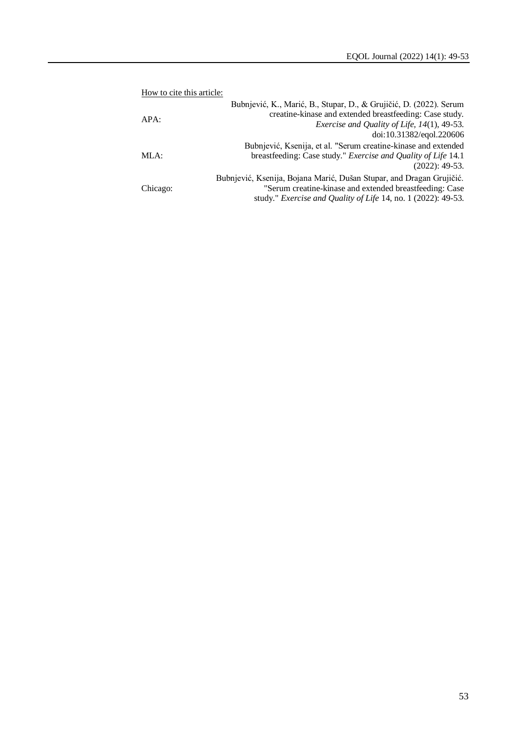How to cite this article:

| | |
|---|---|
| APA: | Bubnjević, K., Marić, B., Stupar, D., & Grujičić, D. (2022). Serum creatine-kinase and extended breastfeeding: Case study. *Exercise and Quality of Life, 14*(1), 49-53. doi:10.31382/eqol.220606 |
| MLA: | Bubnjević, Ksenija, et al. "Serum creatine-kinase and extended breastfeeding: Case study." *Exercise and Quality of Life* 14.1 (2022): 49-53. |
| Chicago: | Bubnjević, Ksenija, Bojana Marić, Dušan Stupar, and Dragan Grujičić. "Serum creatine-kinase and extended breastfeeding: Case study." *Exercise and Quality of Life* 14, no. 1 (2022): 49-53. |